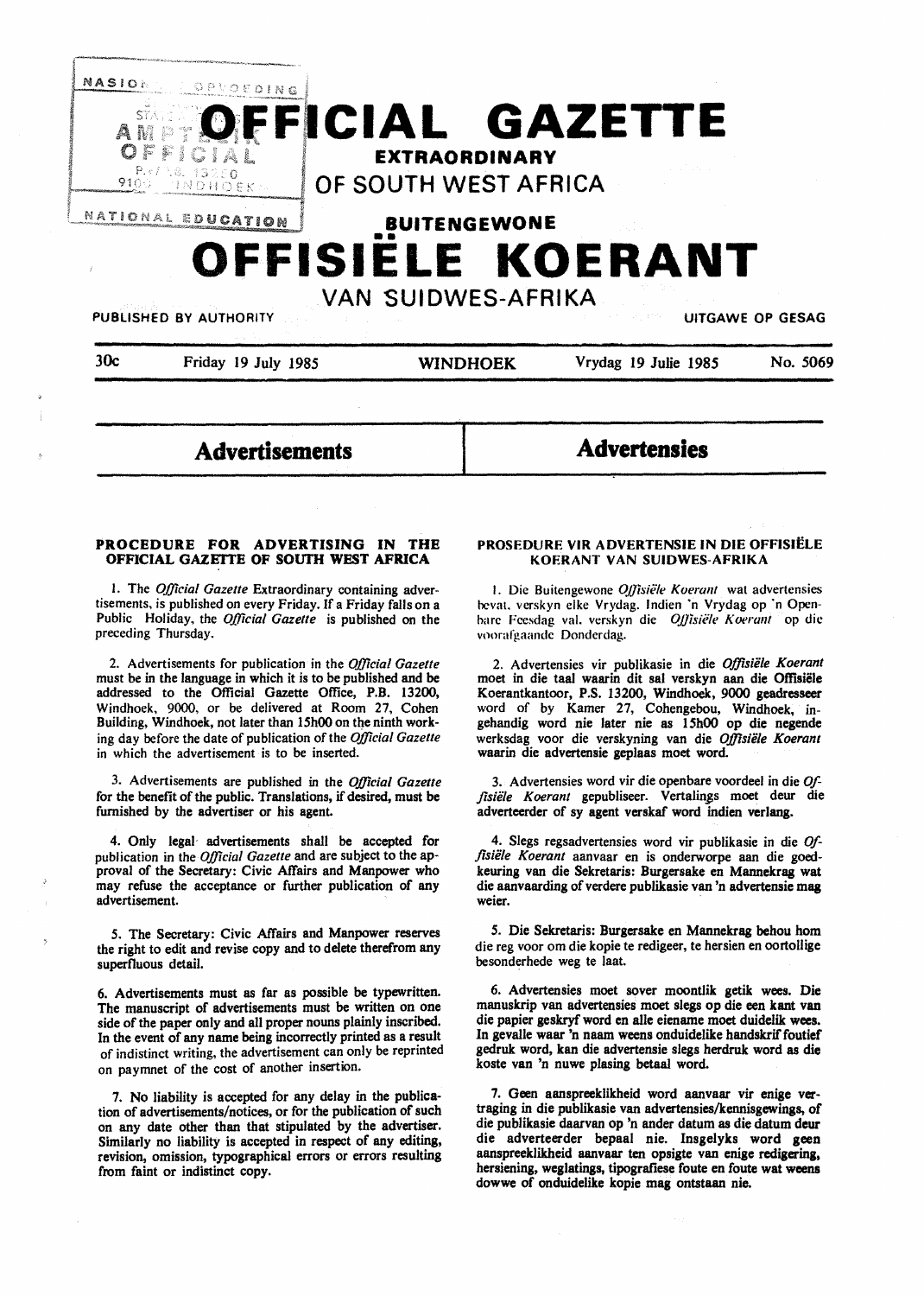# OFFICIAL GAZETTE

**EXTRAORDINARY**

**OF SOUTH WEST AFRICA**

**BUITENGEWONE**

# OFFISIËLE KOERANT

**VAN SUIDWES-AFRIKA**

PUBLISHED BY AUTHORITY — UITGAWE OP GESAG

30c — Friday 19 July 1985 — WINDHOEK — Vrydag 19 Julie 1985 — No. 5069

## Advertisements

## Advertensies

### PROCEDURE FOR ADVERTISING IN THE OFFICIAL GAZETTE OF SOUTH WEST AFRICA

1. The *Official Gazette* Extraordinary containing advertisements, is published on every Friday. If a Friday falls on a Public Holiday, the *Official Gazette* is published on the preceding Thursday.

2. Advertisements for publication in the *Official Gazette* must be in the language in which it is to be published and be addressed to the Official Gazette Office, P.B. 13200, Windhoek, 9000, or be delivered at Room 27, Cohen Building, Windhoek, not later than 15h00 on the ninth working day before the date of publication of the *Official Gazette* in which the advertisement is to be inserted.

3. Advertisements are published in the *Official Gazette* for the benefit of the public. Translations, if desired, must be furnished by the advertiser or his agent.

4. Only legal advertisements shall be accepted for publication in the *Official Gazette* and are subject to the approval of the Secretary: Civic Affairs and Manpower who may refuse the acceptance or further publication of any advertisement.

5. The Secretary: Civic Affairs and Manpower reserves the right to edit and revise copy and to delete therefrom any superfluous detail.

6. Advertisements must as far as possible be typewritten. The manuscript of advertisements must be written on one side of the paper only and all proper nouns plainly inscribed. In the event of any name being incorrectly printed as a result of indistinct writing, the advertisement can only be reprinted on paymnet of the cost of another insertion.

7. No liability is accepted for any delay in the publication of advertisements/notices, or for the publication of such on any date other than that stipulated by the advertiser. Similarly no liability is accepted in respect of any editing, revision, omission, typographical errors or errors resulting from faint or indistinct copy.

### PROSEDURE VIR ADVERTENSIE IN DIE OFFISIËLE KOERANT VAN SUIDWES-AFRIKA

1. Die Buitengewone *Offisiële Koerant* wat advertensies bevat, verskyn elke Vrydag. Indien 'n Vrydag op 'n Openbare Feesdag val, verskyn die *Offisiële Koerant* op die voorafgaande Donderdag.

2. Advertensies vir publikasie in die *Offisiële Koerant* moet in die taal waarin dit sal verskyn aan die Offisiële Koerantkantoor, P.S. 13200, Windhoek, 9000 geadresseer word of by Kamer 27, Cohengebou, Windhoek, ingehandig word nie later nie as 15h00 op die negende werksdag voor die verskyning van die *Offisiële Koerant* waarin die advertensie geplaas moet word.

3. Advertensies word vir die openbare voordeel in die *Offisiële Koerant* gepubliseer. Vertalings moet deur die adverteerder of sy agent verskaf word indien verlang.

4. Slegs regsadvertensies word vir publikasie in die *Offisiële Koerant* aanvaar en is onderworpe aan die goedkeuring van die Sekretaris: Burgersake en Mannekrag wat die aanvaarding of verdere publikasie van 'n advertensie mag weier.

5. Die Sekretaris: Burgersake en Mannekrag behou hom die reg voor om die kopie te redigeer, te hersien en oortollige besonderhede weg te laat.

6. Advertensies moet sover moontlik getik wees. Die manuskrip van advertensies moet slegs op die een kant van die papier geskryf word en alle eiename moet duidelik wees. In gevalle waar 'n naam weens onduidelike handskrif foutief gedruk word, kan die advertensie slegs herdruk word as die koste van 'n nuwe plasing betaal word.

7. Geen aanspreeklikheid word aanvaar vir enige vertraging in die publikasie van advertensies/kennisgewings, of die publikasie daarvan op 'n ander datum as die datum deur die adverteerder bepaal nie. Insgelyks word geen aanspreeklikheid aanvaar ten opsigte van enige redigering, hersiening, weglatings, tipografiese foute en foute wat weens dowwe of onduidelike kopie mag ontstaan nie.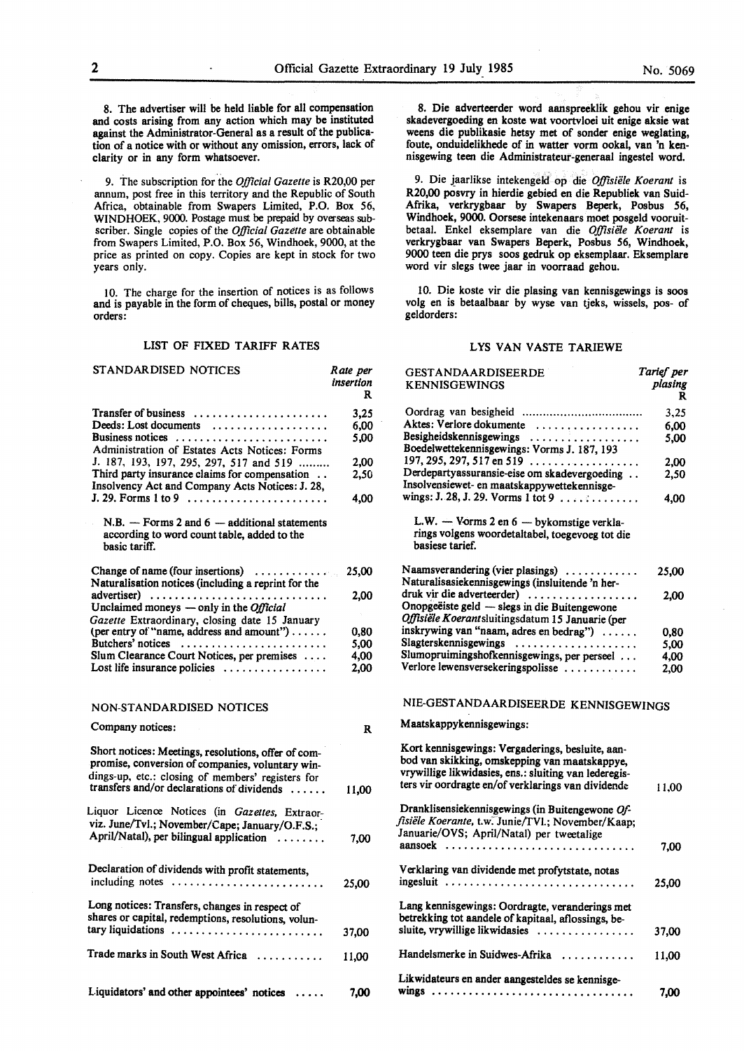8. The advertiser will be held liable for all compensation and costs arising from any action which may be instituted against the Administrator-General as a result of the publication of a notice with or without any omission, errors, lack of clarity or in any form whatsoever.

9. The subscription for the *Official Gazette* is R20,00 per annum, post free in this territory and the Republic of South Africa, obtainable from Swapers Limited, P.O. Box 56, WINDHOEK, 9000. Postage must be prepaid by overseas subscriber. Single copies of the *Official Gazette* are obtainable from Swapers Limited, P.O. Box 56, Windhoek, 9000, at the price as printed on copy. Copies are kept in stock for two years only.

10. The charge for the insertion of notices is as follows and is payable in the form of cheques, bills, postal or money orders:

LIST OF FIXED TARIFF RATES

| STANDARDISED NOTICES | Rate per insertion R |
|---|---|
| Transfer of business | 3,25 |
| Deeds: Lost documents | 6,00 |
| Business notices | 5,00 |
| Administration of Estates Acts Notices: Forms J. 187, 193, 197, 295, 297, 517 and 519 | 2,00 |
| Third party insurance claims for compensation | 2,50 |
| Insolvency Act and Company Acts Notices: J. 28, J. 29. Forms 1 to 9 | 4,00 |

N.B. — Forms 2 and 6 — additional statements according to word count table, added to the basic tariff.

| | |
|---|---|
| Change of name (four insertions) | 25,00 |
| Naturalisation notices (including a reprint for the advertiser) | 2,00 |
| Unclaimed moneys — only in the *Official Gazette* Extraordinary, closing date 15 January (per entry of "name, address and amount") | 0,80 |
| Butchers' notices | 5,00 |
| Slum Clearance Court Notices, per premises | 4,00 |
| Lost life insurance policies | 2,00 |

NON-STANDARDISED NOTICES

| Company notices: | R |
|---|---|
| Short notices: Meetings, resolutions, offer of compromise, conversion of companies, voluntary windings-up, etc.: closing of members' registers for transfers and/or declarations of dividends | 11,00 |
| Liquor Licence Notices (in *Gazettes*, Extraorviz. June/Tvl.; November/Cape; January/O.F.S.; April/Natal), per bilingual application | 7,00 |
| Declaration of dividends with profit statements, including notes | 25,00 |
| Long notices: Transfers, changes in respect of shares or capital, redemptions, resolutions, voluntary liquidations | 37,00 |
| Trade marks in South West Africa | 11,00 |
| Liquidators' and other appointees' notices | 7,00 |

8. Die adverteerder word aanspreeklik gehou vir enige skadevergoeding en koste wat voortvloei uit enige aksie wat weens die publikasie hetsy met of sonder enige weglating, foute, onduidelikhede of in watter vorm ookal, van 'n kennisgewing teen die Administrateur-generaal ingestel word.

9. Die jaarlikse intekengeld op die *Offisiële Koerant* is R20,00 posvry in hierdie gebied en die Republiek van Suid-Afrika, verkrygbaar by Swapers Beperk, Posbus 56, Windhoek, 9000. Oorsese intekenaars moet posgeld vooruitbetaal. Enkel eksemplare van die *Offisiële Koerant* is verkrygbaar van Swapers Beperk, Posbus 56, Windhoek, 9000 teen die prys soos gedruk op eksemplaar. Eksemplare word vir slegs twee jaar in voorraad gehou.

10. Die koste vir die plasing van kennisgewings is soos volg en is betaalbaar by wyse van tjeks, wissels, pos- of geldorders:

LYS VAN VASTE TARIEWE

| GESTANDAARDISEERDE KENNISGEWINGS | Tarief per plasing R |
|---|---|
| Oordrag van besigheid | 3,25 |
| Aktes: Verlore dokumente | 6,00 |
| Besigheidskennisgewings | 5,00 |
| Boedelwettekennisgewings: Vorms J. 187, 193 197, 295, 297, 517 en 519 | 2,00 |
| Derdepartyassuransie-eise om skadevergoeding | 2,50 |
| Insolvensiewet- en maatskappywettekennisgewings: J. 28, J. 29. Vorms 1 tot 9 | 4,00 |

L.W. — Vorms 2 en 6 — bykomstige verklarings volgens woordetaltabel, toegevoeg tot die basiese tarief.

| | |
|---|---|
| Naamsverandering (vier plasings) | 25,00 |
| Naturalisasiekennisgewings (insluitende 'n herdruk vir die adverteerder) | 2,00 |
| Onopgeëiste geld — slegs in die Buitengewone *Offisiële Koerant* sluitingsdatum 15 Januarie (per inskrywing van "naam, adres en bedrag") | 0,80 |
| Slagterskennisgewings | 5,00 |
| Slumopruimingshofkennisgewings, per perseel | 4,00 |
| Verlore lewensversekeringspolisse | 2,00 |

NIE-GESTANDAARDISEERDE KENNISGEWINGS

| Maatskappykennisgewings: | |
|---|---|
| Kort kennisgewings: Vergaderings, besluite, aanbod van skikking, omskepping van maatskappye, vrywillige likwidasies, ens.: sluiting van lederegisters vir oordragte en/of verklarings van dividende | 11,00 |
| Dranklisensiekennisgewings (in Buitengewone *Offisiële Koerante*, t.w. Junie/TVl.; November/Kaap; Januarie/OVS; April/Natal) per tweetalige aansoek | 7,00 |
| Verklaring van dividende met profytstate, notas ingesluit | 25,00 |
| Lang kennisgewings: Oordragte, veranderings met betrekking tot aandele of kapitaal, aflossings, besluite, vrywillige likwidasies | 37,00 |
| Handelsmerke in Suidwes-Afrika | 11,00 |
| Likwidateurs en ander aangesteldes se kennisgewings | 7,00 |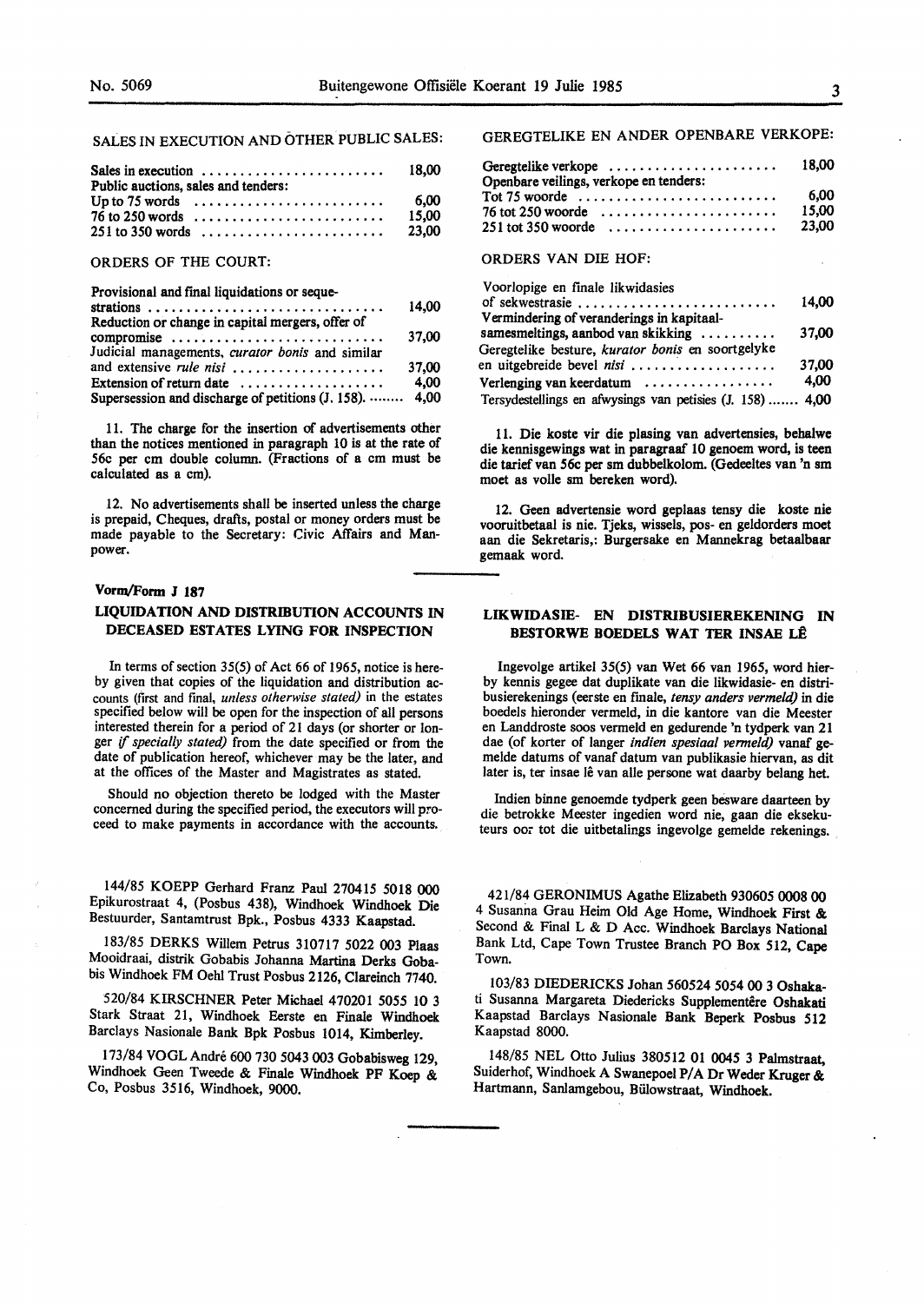SALES IN EXECUTION AND OTHER PUBLIC SALES:

| | |
|---|---|
| Sales in execution | 18,00 |
| Public auctions, sales and tenders: | |
| Up to 75 words | 6,00 |
| 76 to 250 words | 15,00 |
| 251 to 350 words | 23,00 |

ORDERS OF THE COURT:

| | |
|---|---|
| Provisional and final liquidations or sequestrations | 14,00 |
| Reduction or change in capital mergers, offer of compromise | 37,00 |
| Judicial managements, *curator bonis* and similar and extensive *rule nisi* | 37,00 |
| Extension of return date | 4,00 |
| Supersession and discharge of petitions (J. 158). | 4,00 |

11. The charge for the insertion of advertisements other than the notices mentioned in paragraph 10 is at the rate of 56c per cm double column. (Fractions of a cm must be calculated as a cm).

12. No advertisements shall be inserted unless the charge is prepaid, Cheques, drafts, postal or money orders must be made payable to the Secretary: Civic Affairs and Manpower.

GEREGTELIKE EN ANDER OPENBARE VERKOPE:

| | |
|---|---|
| Geregtelike verkope | 18,00 |
| Openbare veilings, verkope en tenders: | |
| Tot 75 woorde | 6,00 |
| 76 tot 250 woorde | 15,00 |
| 251 tot 350 woorde | 23,00 |

ORDERS VAN DIE HOF:

| | |
|---|---|
| Voorlopige en finale likwidasies of sekwestrasie | 14,00 |
| Vermindering of veranderings in kapitaalsamesmeltings, aanbod van skikking | 37,00 |
| Geregtelike besture, *kurator bonis* en soortgelyke en uitgebreide bevel *nisi* | 37,00 |
| Verlenging van keerdatum | 4,00 |
| Tersydestellings en afwysings van petisies (J. 158) | 4,00 |

11. Die koste vir die plasing van advertensies, behalwe die kennisgewings wat in paragraaf 10 genoem word, is teen die tarief van 56c per sm dubbelkolom. (Gedeeltes van 'n sm moet as volle sm bereken word).

12. Geen advertensie word geplaas tensy die koste nie vooruitbetaal is nie. Tjeks, wissels, pos- en geldorders moet aan die Sekretaris,: Burgersake en Mannekrag betaalbaar gemaak word.

**Vorm/Form J 187**

## LIQUIDATION AND DISTRIBUTION ACCOUNTS IN DECEASED ESTATES LYING FOR INSPECTION

In terms of section 35(5) of Act 66 of 1965, notice is hereby given that copies of the liquidation and distribution accounts (first and final, *unless otherwise stated)* in the estates specified below will be open for the inspection of all persons interested therein for a period of 21 days (or shorter or longer *if specially stated)* from the date specified or from the date of publication hereof, whichever may be the later, and at the offices of the Master and Magistrates as stated.

Should no objection thereto be lodged with the Master concerned during the specified period, the executors will proceed to make payments in accordance with the accounts.

## LIKWIDASIE- EN DISTRIBUSIEREKENING IN BESTORWE BOEDELS WAT TER INSAE LÊ

Ingevolge artikel 35(5) van Wet 66 van 1965, word hierby kennis gegee dat duplikate van die likwidasie- en distribusierekenings (eerste en finale, *tensy anders vermeld)* in die boedels hieronder vermeld, in die kantore van die Meester en Landdroste soos vermeld en gedurende 'n tydperk van 21 dae (of korter of langer *indien spesiaal vermeld)* vanaf gemelde datums of vanaf datum van publikasie hiervan, as dit later is, ter insae lê van alle persone wat daarby belang het.

Indien binne genoemde tydperk geen besware daarteen by die betrokke Meester ingedien word nie, gaan die eksekuteurs oor tot die uitbetalings ingevolge gemelde rekenings.

144/85 KOEPP Gerhard Franz Paul 270415 5018 000 Epikurostraat 4, (Posbus 438), Windhoek Windhoek Die Bestuurder, Santamtrust Bpk., Posbus 4333 Kaapstad.

183/85 DERKS Willem Petrus 310717 5022 003 Plaas Mooidraai, distrik Gobabis Johanna Martina Derks Gobabis Windhoek FM Oehl Trust Posbus 2126, Clareinch 7740.

520/84 KIRSCHNER Peter Michael 470201 5055 10 3 Stark Straat 21, Windhoek Eerste en Finale Windhoek Barclays Nasionale Bank Bpk Posbus 1014, Kimberley.

173/84 VOGL André 600 730 5043 003 Gobabisweg 129, Windhoek Geen Tweede & Finale Windhoek PF Koep & Co, Posbus 3516, Windhoek, 9000.

421/84 GERONIMUS Agathe Elizabeth 930605 0008 00 4 Susanna Grau Heim Old Age Home, Windhoek First & Second & Final L & D Acc. Windhoek Barclays National Bank Ltd, Cape Town Trustee Branch PO Box 512, Cape Town.

103/83 DIEDERICKS Johan 560524 5054 00 3 Oshakati Susanna Margareta Diedericks Supplementêre Oshakati Kaapstad Barclays Nasionale Bank Beperk Posbus 512 Kaapstad 8000.

148/85 NEL Otto Julius 380512 01 0045 3 Palmstraat, Suiderhof, Windhoek A Swanepoel P/A Dr Weder Kruger & Hartmann, Sanlamgebou, Bülowstraat, Windhoek.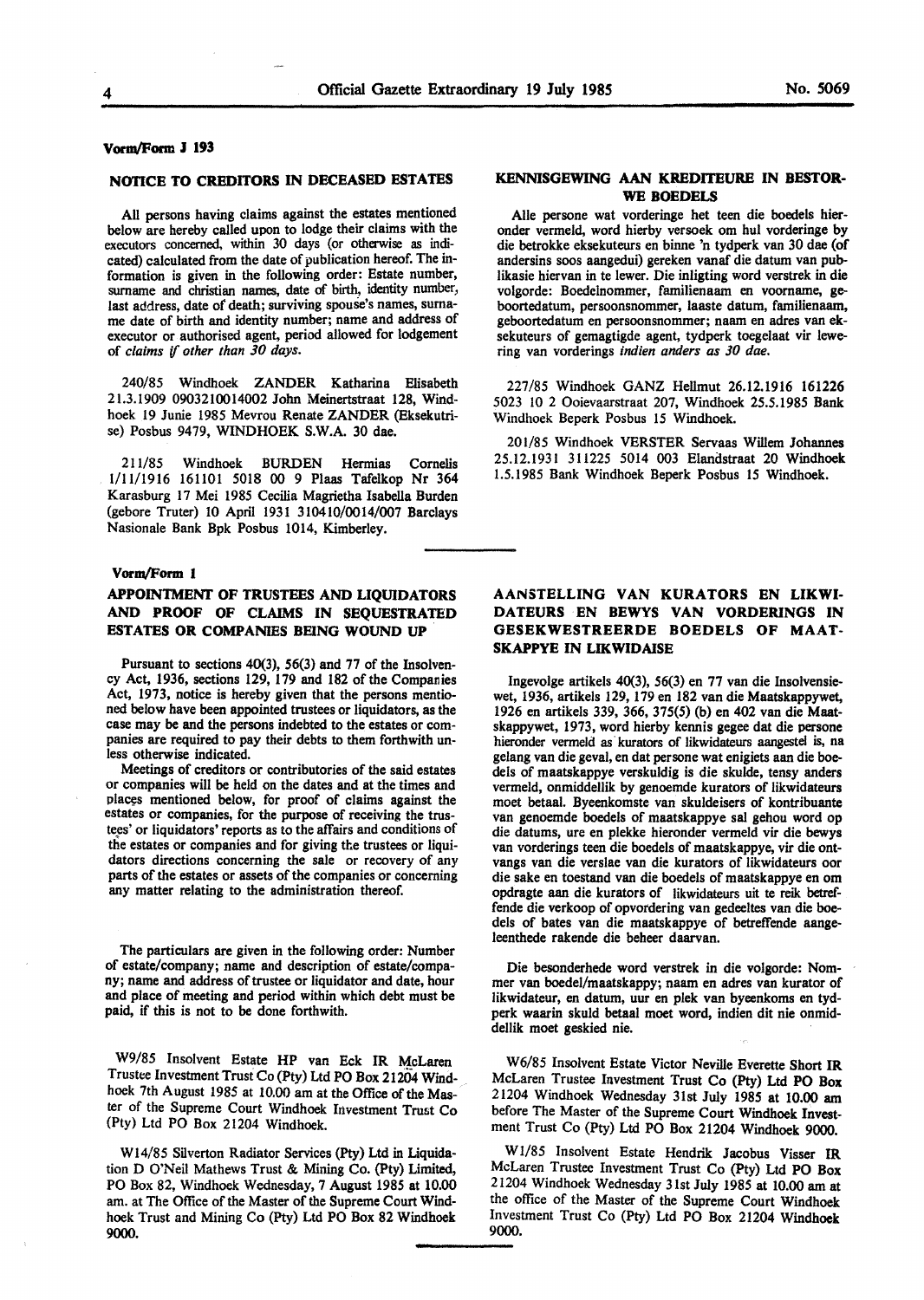Vorm/Form J 193

## NOTICE TO CREDITORS IN DECEASED ESTATES

All persons having claims against the estates mentioned below are hereby called upon to lodge their claims with the executors concerned, within 30 days (or otherwise as indicated) calculated from the date of publication hereof. The information is given in the following order: Estate number, surname and christian names, date of birth, identity number, last address, date of death; surviving spouse's names, surname date of birth and identity number; name and address of executor or authorised agent, period allowed for lodgement of *claims if other than 30 days.*

240/85 Windhoek ZANDER Katharina Elisabeth 21.3.1909 0903210014002 John Meinertstraat 128, Windhoek 19 Junie 1985 Mevrou Renate ZANDER (Eksekutrise) Posbus 9479, WINDHOEK S.W.A. 30 dae.

211/85 Windhoek BURDEN Hermias Cornelis 1/11/1916 161101 5018 00 9 Plaas Tafelkop Nr 364 Karasburg 17 Mei 1985 Cecilia Magrietha Isabella Burden (gebore Truter) 10 April 1931 310410/0014/007 Barclays Nasionale Bank Bpk Posbus 1014, Kimberley.

## KENNISGEWING AAN KREDITEURE IN BESTORWE BOEDELS

Alle persone wat vorderinge het teen die boedels hieronder vermeld, word hierby versoek om hul vorderinge by die betrokke eksekuteurs en binne 'n tydperk van 30 dae (of andersins soos aangedui) gereken vanaf die datum van publikasie hiervan in te lewer. Die inligting word verstrek in die volgorde: Boedelnommer, familienaam en voorname, geboortedatum, persoonsnommer, laaste datum, familienaam, geboortedatum en persoonsnommer; naam en adres van eksekuteurs of gemagtigde agent, tydperk toegelaat vir lewering van vorderings *indien anders as 30 dae.*

227/85 Windhoek GANZ Hellmut 26.12.1916 161226 5023 10 2 Ooievaarstraat 207, Windhoek 25.5.1985 Bank Windhoek Beperk Posbus 15 Windhoek.

201/85 Windhoek VERSTER Servaas Willem Johannes 25.12.1931 311225 5014 003 Elandstraat 20 Windhoek 1.5.1985 Bank Windhoek Beperk Posbus 15 Windhoek.

Vorm/Form 1

## APPOINTMENT OF TRUSTEES AND LIQUIDATORS AND PROOF OF CLAIMS IN SEQUESTRATED ESTATES OR COMPANIES BEING WOUND UP

Pursuant to sections 40(3), 56(3) and 77 of the Insolvency Act, 1936, sections 129, 179 and 182 of the Companies Act, 1973, notice is hereby given that the persons mentioned below have been appointed trustees or liquidators, as the case may be and the persons indebted to the estates or companies are required to pay their debts to them forthwith unless otherwise indicated.

Meetings of creditors or contributories of the said estates or companies will be held on the dates and at the times and places mentioned below, for proof of claims against the estates or companies, for the purpose of receiving the trustees' or liquidators' reports as to the affairs and conditions of the estates or companies and for giving the trustees or liquidators directions concerning the sale or recovery of any parts of the estates or assets of the companies or concerning any matter relating to the administration thereof.

The particulars are given in the following order: Number of estate/company; name and description of estate/company; name and address of trustee or liquidator and date, hour and place of meeting and period within which debt must be paid, if this is not to be done forthwith.

W9/85 Insolvent Estate HP van Eck IR McLaren Trustee Investment Trust Co (Pty) Ltd PO Box 21204 Windhoek 7th August 1985 at 10.00 am at the Office of the Master of the Supreme Court Windhoek Investment Trust Co (Pty) Ltd PO Box 21204 Windhoek.

W14/85 Silverton Radiator Services (Pty) Ltd in Liquidation D O'Neil Mathews Trust & Mining Co. (Pty) Limited, PO Box 82, Windhoek Wednesday, 7 August 1985 at 10.00 am. at The Office of the Master of the Supreme Court Windhoek Trust and Mining Co (Pty) Ltd PO Box 82 Windhoek 9000.

## AANSTELLING VAN KURATORS EN LIKWIDATEURS EN BEWYS VAN VORDERINGS IN GESEKWESTREERDE BOEDELS OF MAATSKAPPYE IN LIKWIDASIE

Ingevolge artikels 40(3), 56(3) en 77 van die Insolvensiewet, 1936, artikels 129, 179 en 182 van die Maatskappywet, 1926 en artikels 339, 366, 375(5) (b) en 402 van die Maatskappywet, 1973, word hierby kennis gegee dat die persone hieronder vermeld as kurators of likwidateurs aangestel is, na gelang van die geval, en dat persone wat enigiets aan die boedels of maatskappye verskuldig is die skulde, tensy anders vermeld, onmiddellik by genoemde kurators of likwidateurs moet betaal. Byeenkomste van skuldeisers of kontribuante van genoemde boedels of maatskappye sal gehou word op die datums, ure en plekke hieronder vermeld vir die bewys van vorderings teen die boedels of maatskappye, vir die ontvangs van die verslae van die kurators of likwidateurs oor die sake en toestand van die boedels of maatskappye en om opdragte aan die kurators of likwidateurs uit te reik betreffende die verkoop of opvordering van gedeeltes van die boedels of bates van die maatskappye of betreffende aangeleenthede rakende die beheer daarvan.

Die besonderhede word verstrek in die volgorde: Nommer van boedel/maatskappy; naam en adres van kurator of likwidateur, en datum, uur en plek van byeenkoms en tydperk waarin skuld betaal moet word, indien dit nie onmiddellik moet geskied nie.

W6/85 Insolvent Estate Victor Neville Everette Short IR McLaren Trustee Investment Trust Co (Pty) Ltd PO Box 21204 Windhoek Wednesday 31st July 1985 at 10.00 am before The Master of the Supreme Court Windhoek Investment Trust Co (Pty) Ltd PO Box 21204 Windhoek 9000.

W1/85 Insolvent Estate Hendrik Jacobus Visser IR McLaren Trustee Investment Trust Co (Pty) Ltd PO Box 21204 Windhoek Wednesday 31st July 1985 at 10.00 am at the office of the Master of the Supreme Court Windhoek Investment Trust Co (Pty) Ltd PO Box 21204 Windhoek 9000.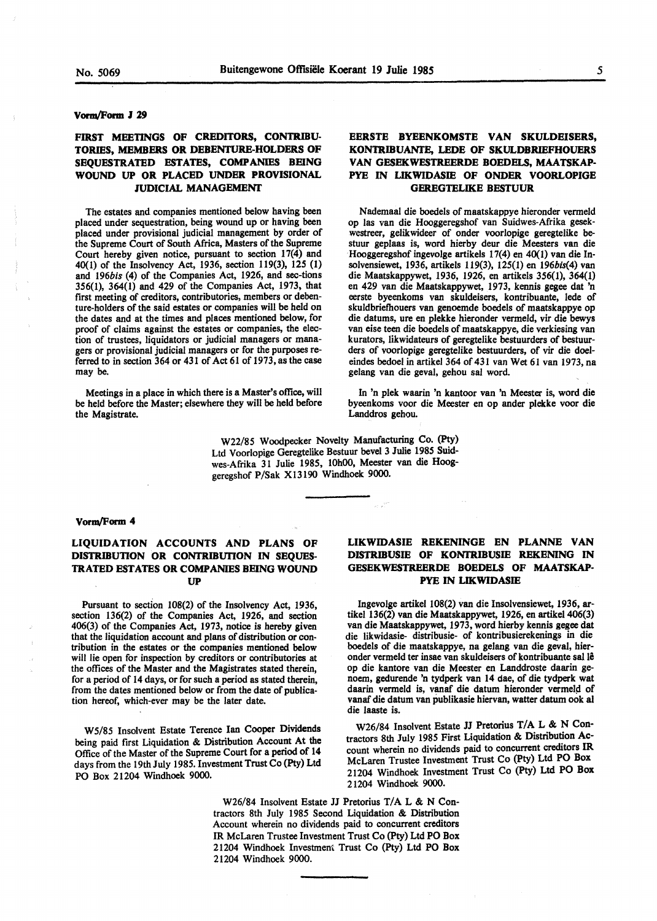**Vorm/Form J 29**

## FIRST MEETINGS OF CREDITORS, CONTRIBUTORIES, MEMBERS OR DEBENTURE-HOLDERS OF SEQUESTRATED ESTATES, COMPANIES BEING WOUND UP OR PLACED UNDER PROVISIONAL JUDICIAL MANAGEMENT

The estates and companies mentioned below having been placed under sequestration, being wound up or having been placed under provisional judicial management by order of the Supreme Court of South Africa, Masters of the Supreme Court hereby given notice, pursuant to section 17(4) and 40(1) of the Insolvency Act, 1936, section 119(3), 125 (1) and 196*bis* (4) of the Companies Act, 1926, and sec-tions 356(1), 364(1) and 429 of the Companies Act, 1973, that first meeting of creditors, contributories, members or debenture-holders of the said estates or companies will be held on the dates and at the times and places mentioned below, for proof of claims against the estates or companies, the election of trustees, liquidators or judicial managers or managers or provisional judicial managers or for the purposes referred to in section 364 or 431 of Act 61 of 1973, as the case may be.

Meetings in a place in which there is a Master's office, will be held before the Master; elsewhere they will be held before the Magistrate.

## EERSTE BYEENKOMSTE VAN SKULDEISERS, KONTRIBUANTE, LEDE OF SKULDBRIEFHOUERS VAN GESEKWESTREERDE BOEDELS, MAATSKAPPYE IN LIKWIDASIE OF ONDER VOORLOPIGE GEREGTELIKE BESTUUR

Nademaal die boedels of maatskappye hieronder vermeld op las van die Hooggeregshof van Suidwes-Afrika gesekwestreer, gelikwideer of onder voorlopige geregtelike bestuur geplaas is, word hierby deur die Meesters van die Hooggeregshof ingevolge artikels 17(4) en 40(1) van die Insolvensiewet, 1936, artikels 119(3), 125(1) en 196*bis*(4) van die Maatskappywet, 1936, 1926, en artikels 356(1), 364(1) en 429 van die Maatskappywet, 1973, kennis gegee dat 'n eerste byeenkoms van skuldeisers, kontribuante, lede of skuldbriefhouers van genoemde boedels of maatskappye op die datums, ure en plekke hieronder vermeld, vir die bewys van eise teen die boedels of maatskappye, die verkiesing van kurators, likwidateurs of geregtelike bestuurders of bestuurders of voorlopige geregtelike bestuurders, of vir die doeleindes bedoel in artikel 364 of 431 van Wet 61 van 1973, na gelang van die geval, gehou sal word.

In 'n plek waarin 'n kantoor van 'n Meester is, word die byeenkoms voor die Meester en op ander plekke voor die Landdros gehou.

W22/85 Woodpecker Novelty Manufacturing Co. (Pty) Ltd Voorlopige Geregtelike Bestuur bevel 3 Julie 1985 Suidwes-Afrika 31 Julie 1985, 10h00, Meester van die Hooggeregshof P/Sak X13190 Windhoek 9000.

---

**Vorm/Form 4**

## LIQUIDATION ACCOUNTS AND PLANS OF DISTRIBUTION OR CONTRIBUTION IN SEQUESTRATED ESTATES OR COMPANIES BEING WOUND UP

Pursuant to section 108(2) of the Insolvency Act, 1936, section 136(2) of the Companies Act, 1926, and section 406(3) of the Companies Act, 1973, notice is hereby given that the liquidation account and plans of distribution or contribution in the estates or the companies mentioned below will lie open for inspection by creditors or contributories at the offices of the Master and the Magistrates stated therein, for a period of 14 days, or for such a period as stated therein, from the dates mentioned below or from the date of publication hereof, which-ever may be the later date.

W5/85 Insolvent Estate Terence Ian Cooper Dividends being paid first Liquidation & Distribution Account At the Office of the Master of the Supreme Court for a period of 14 days from the 19th July 1985. Investment Trust Co (Pty) Ltd PO Box 21204 Windhoek 9000.

## LIKWIDASIE REKENINGE EN PLANNE VAN DISTRIBUSIE OF KONTRIBUSIE REKENING IN GESEKWESTREERDE BOEDELS OF MAATSKAPPYE IN LIKWIDASIE

Ingevolge artikel 108(2) van die Insolvensiewet, 1936, artikel 136(2) van die Maatskappywet, 1926, en artikel 406(3) van die Maatskappywet, 1973, word hierby kennis gegee dat die likwidasie- distribusie- of kontribusierekenings in die boedels of die maatskappye, na gelang van die geval, hieronder vermeld ter insae van skuldeisers of kontribuante sal lê op die kantore van die Meester en Landdroste daarin genoem, gedurende 'n tydperk van 14 dae, of die tydperk wat daarin vermeld is, vanaf die datum hieronder vermeld of vanaf die datum van publikasie hiervan, watter datum ook al die laaste is.

W26/84 Insolvent Estate JJ Pretorius T/A L & N Contractors 8th July 1985 First Liquidation & Distribution Account wherein no dividends paid to concurrent creditors IR McLaren Trustee Investment Trust Co (Pty) Ltd PO Box 21204 Windhoek Investment Trust Co (Pty) Ltd PO Box 21204 Windhoek 9000.

W26/84 Insolvent Estate JJ Pretorius T/A L & N Contractors 8th July 1985 Second Liquidation & Distribution Account wherein no dividends paid to concurrent creditors IR McLaren Trustee Investment Trust Co (Pty) Ltd PO Box 21204 Windhoek Investment Trust Co (Pty) Ltd PO Box 21204 Windhoek 9000.

---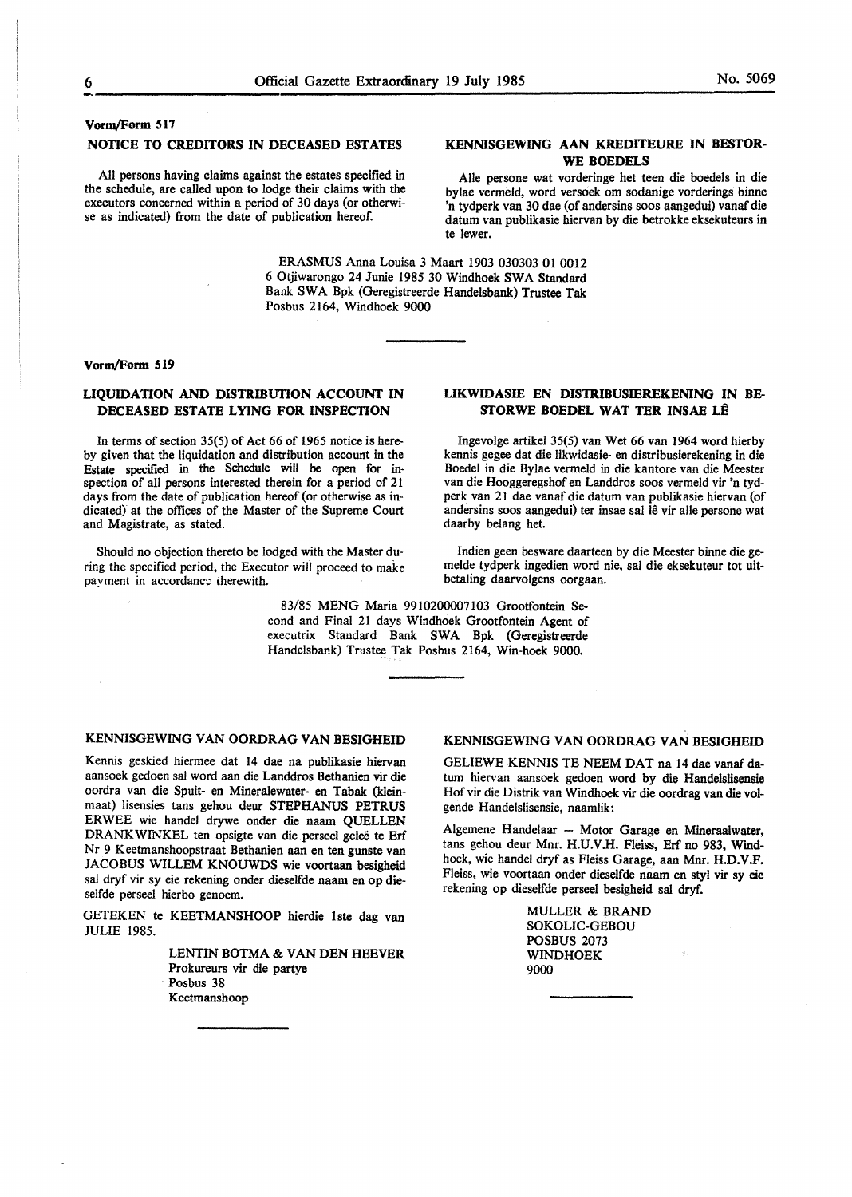**Vorm/Form 517**

## NOTICE TO CREDITORS IN DECEASED ESTATES

All persons having claims against the estates specified in the schedule, are called upon to lodge their claims with the executors concerned within a period of 30 days (or otherwise as indicated) from the date of publication hereof.

## KENNISGEWING AAN KREDITEURE IN BESTORWE BOEDELS

Alle persone wat vorderinge het teen die boedels in die bylae vermeld, word versoek om sodanige vorderings binne 'n tydperk van 30 dae (of andersins soos aangedui) vanaf die datum van publikasie hiervan by die betrokke eksekuteurs in te lewer.

ERASMUS Anna Louisa 3 Maart 1903 030303 01 0012 6 Otjiwarongo 24 Junie 1985 30 Windhoek SWA Standard Bank SWA Bpk (Geregistreerde Handelsbank) Trustee Tak Posbus 2164, Windhoek 9000

---

**Vorm/Form 519**

## LIQUIDATION AND DISTRIBUTION ACCOUNT IN DECEASED ESTATE LYING FOR INSPECTION

In terms of section 35(5) of Act 66 of 1965 notice is hereby given that the liquidation and distribution account in the Estate specified in the Schedule will be open for inspection of all persons interested therein for a period of 21 days from the date of publication hereof (or otherwise as indicated) at the offices of the Master of the Supreme Court and Magistrate, as stated.

Should no objection thereto be lodged with the Master during the specified period, the Executor will proceed to make payment in accordance therewith.

## LIKWIDASIE EN DISTRIBUSIEREKENING IN BESTORWE BOEDEL WAT TER INSAE LÊ

Ingevolge artikel 35(5) van Wet 66 van 1964 word hierby kennis gegee dat die likwidasie- en distribusierekening in die Boedel in die Bylae vermeld in die kantore van die Meester van die Hooggeregshof en Landdros soos vermeld vir 'n tydperk van 21 dae vanaf die datum van publikasie hiervan (of andersins soos aangedui) ter insae sal lê vir alle persone wat daarby belang het.

Indien geen besware daarteen by die Meester binne die gemelde tydperk ingedien word nie, sal die eksekuteur tot uitbetaling daarvolgens oorgaan.

83/85 MENG Maria 9910200007103 Grootfontein Second and Final 21 days Windhoek Grootfontein Agent of executrix Standard Bank SWA Bpk (Geregistreerde Handelsbank) Trustee Tak Posbus 2164, Win-hoek 9000.

---

## KENNISGEWING VAN OORDRAG VAN BESIGHEID

Kennis geskied hiermee dat 14 dae na publikasie hiervan aansoek gedoen sal word aan die Landdros Bethanien vir die oordra van die Spuit- en Mineralewater- en Tabak (kleinmaat) lisensies tans gehou deur **STEPHANUS PETRUS ERWEE** wie handel drywe onder die naam **QUELLEN DRANKWINKEL** ten opsigte van die perseel geleë te Erf Nr 9 Keetmanshoopstraat Bethanien aan en ten gunste van JACOBUS WILLEM KNOUWDS wie voortaan besigheid sal dryf vir sy eie rekening onder dieselfde naam en op dieselfde perseel hierbo genoem.

GETEKEN te KEETMANSHOOP hierdie 1ste dag van JULIE 1985.

LENTIN BOTMA & VAN DEN HEEVER
Prokureurs vir die partye
Posbus 38
Keetmanshoop

---

## KENNISGEWING VAN OORDRAG VAN BESIGHEID

GELIEWE KENNIS TE NEEM DAT na 14 dae vanaf datum hiervan aansoek gedoen word by die Handelslisensie Hof vir die Distrik van Windhoek vir die oordrag van die volgende Handelslisensie, naamlik:

Algemene Handelaar — Motor Garage en Mineraalwater, tans gehou deur Mnr. H.U.V.H. Fleiss, Erf no 983, Windhoek, wie handel dryf as Fleiss Garage, aan Mnr. H.D.V.F. Fleiss, wie voortaan onder dieselfde naam en styl vir sy eie rekening op dieselfde perseel besigheid sal dryf.

MULLER & BRAND
SOKOLIC-GEBOU
POSBUS 2073
WINDHOEK
9000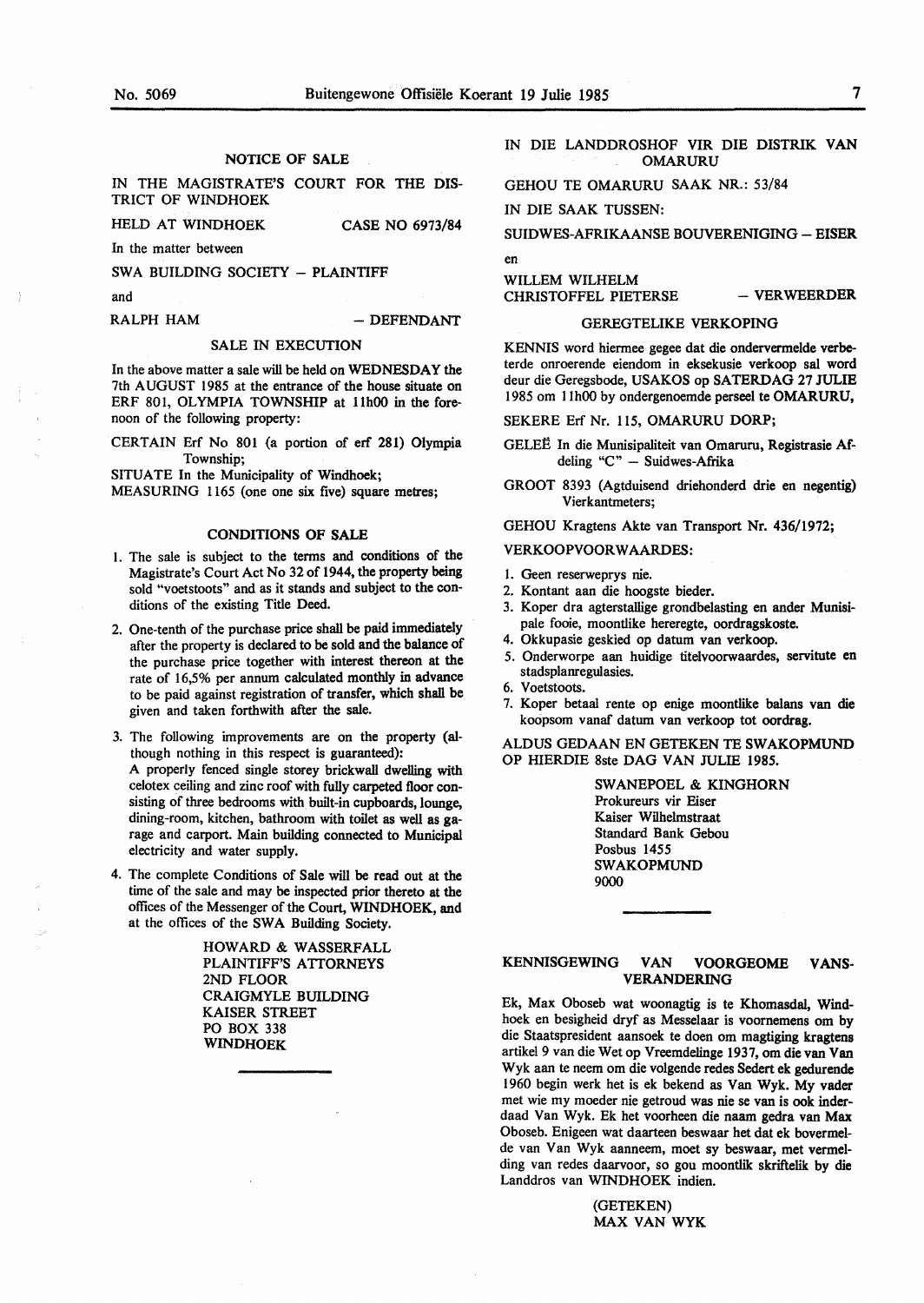## NOTICE OF SALE

IN THE MAGISTRATE'S COURT FOR THE DISTRICT OF WINDHOEK

HELD AT WINDHOEK CASE NO 6973/84

In the matter between

SWA BUILDING SOCIETY – PLAINTIFF

and

RALPH HAM – DEFENDANT

### SALE IN EXECUTION

In the above matter a sale will be held on WEDNESDAY the 7th AUGUST 1985 at the entrance of the house situate on ERF 801, OLYMPIA TOWNSHIP at 11h00 in the forenoon of the following property:

CERTAIN Erf No 801 (a portion of erf 281) Olympia Township;

SITUATE In the Municipality of Windhoek;

MEASURING 1165 (one one six five) square metres;

### CONDITIONS OF SALE

1. The sale is subject to the terms and conditions of the Magistrate's Court Act No 32 of 1944, the property being sold "voetstoots" and as it stands and subject to the conditions of the existing Title Deed.
2. One-tenth of the purchase price shall be paid immediately after the property is declared to be sold and the balance of the purchase price together with interest thereon at the rate of 16,5% per annum calculated monthly in advance to be paid against registration of transfer, which shall be given and taken forthwith after the sale.
3. The following improvements are on the property (although nothing in this respect is guaranteed):
   A properly fenced single storey brickwall dwelling with celotex ceiling and zinc roof with fully carpeted floor consisting of three bedrooms with built-in cupboards, lounge, dining-room, kitchen, bathroom with toilet as well as garage and carport. Main building connected to Municipal electricity and water supply.
4. The complete Conditions of Sale will be read out at the time of the sale and may be inspected prior thereto at the offices of the Messenger of the Court, WINDHOEK, and at the offices of the SWA Building Society.

HOWARD & WASSERFALL
PLAINTIFF'S ATTORNEYS
2ND FLOOR
CRAIGMYLE BUILDING
KAISER STREET
PO BOX 338
WINDHOEK

---

IN DIE LANDDROSHOF VIR DIE DISTRIK VAN OMARURU

GEHOU TE OMARURU SAAK NR.: 53/84

IN DIE SAAK TUSSEN:

SUIDWES-AFRIKAANSE BOUVERENIGING – EISER

en

WILLEM WILHELM CHRISTOFFEL PIETERSE – VERWEERDER

### GEREGTELIKE VERKOPING

KENNIS word hiermee gegee dat die ondervermelde verbeterde onroerende eiendom in eksekusie verkoop sal word deur die Geregsbode, USAKOS op SATERDAG 27 JULIE 1985 om 11h00 by ondergenoemde perseel te OMARURU,

SEKERE Erf Nr. 115, OMARURU DORP;

GELEË In die Munisipaliteit van Omaruru, Registrasie Afdeling "C" – Suidwes-Afrika

GROOT 8393 (Agtduisend driehonderd drie en negentig) Vierkantmeters;

GEHOU Kragtens Akte van Transport Nr. 436/1972;

VERKOOPVOORWAARDES:

1. Geen reserweprys nie.
2. Kontant aan die hoogste bieder.
3. Koper dra agterstallige grondbelasting en ander Munisipale fooie, moontlike hereregte, oordragskoste.
4. Okkupasie geskied op datum van verkoop.
5. Onderworpe aan huidige titelvoorwaardes, servitute en stadsplanregulasies.
6. Voetstoots.
7. Koper betaal rente op enige moontlike balans van die koopsom vanaf datum van verkoop tot oordrag.

ALDUS GEDAAN EN GETEKEN TE SWAKOPMUND OP HIERDIE 8ste DAG VAN JULIE 1985.

SWANEPOEL & KINGHORN
Prokureurs vir Eiser
Kaiser Wilhelmstraat
Standard Bank Gebou
Posbus 1455
SWAKOPMUND
9000

---

### KENNISGEWING VAN VOORGEOME VANSVERANDERING

Ek, Max Oboseb wat woonagtig is te Khomasdal, Windhoek en besigheid dryf as Messelaar is voornemens om by die Staatspresident aansoek te doen om magtiging kragtens artikel 9 van die Wet op Vreemdelinge 1937, om die van Van Wyk aan te neem om die volgende redes Sedert ek gedurende 1960 begin werk het is ek bekend as Van Wyk. My vader met wie my moeder nie getroud was nie se van is ook inderdaad Van Wyk. Ek het voorheen die naam gedra van Max Oboseb. Enigeen wat daarteen beswaar het dat ek bovermelde van Van Wyk aanneem, moet sy beswaar, met vermelding van redes daarvoor, so gou moontlik skriftelik by die Landdros van WINDHOEK indien.

(GETEKEN)
MAX VAN WYK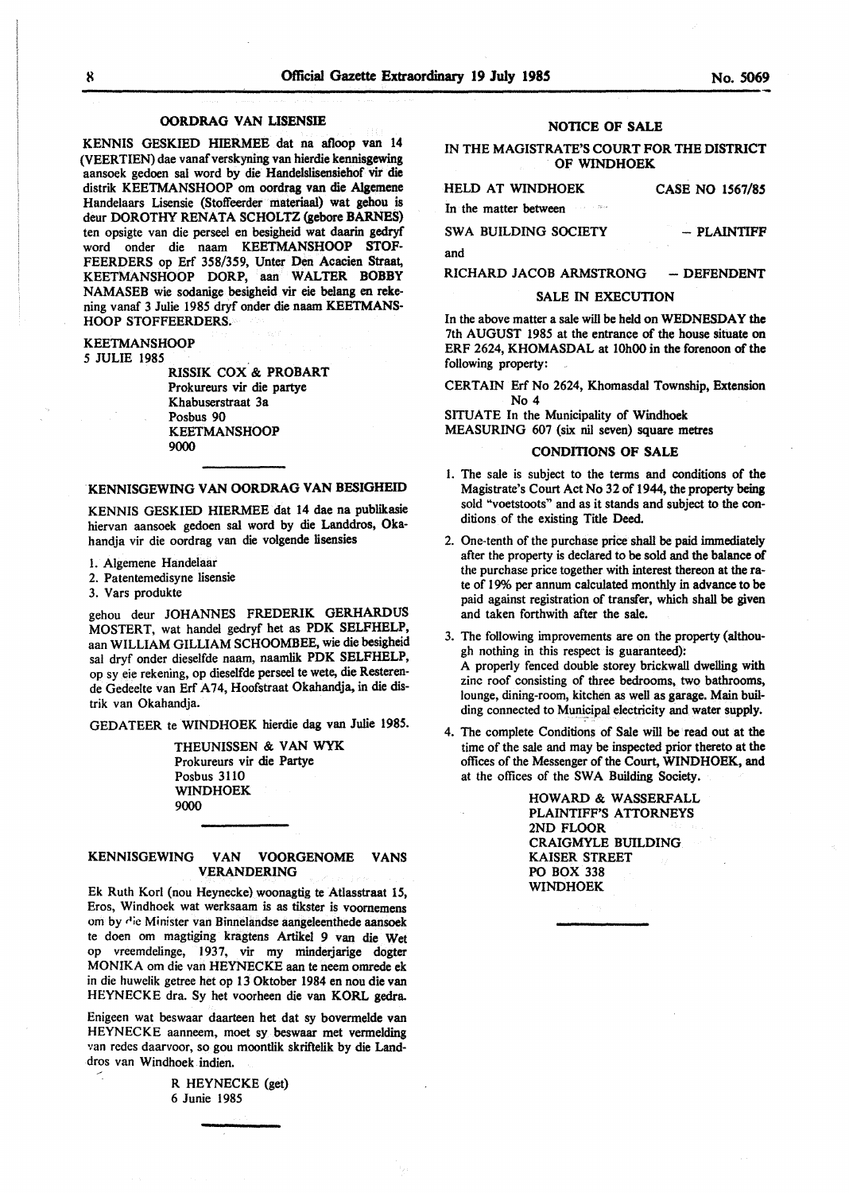## OORDRAG VAN LISENSIE

KENNIS GESKIED HIERMEE dat na afloop van 14 (VEERTIEN) dae vanaf verskyning van hierdie kennisgewing aansoek gedoen sal word by die Handelslisensiehof vir die distrik KEETMANSHOOP om oordrag van die Algemene Handelaars Lisensie (Stoffeerder materiaal) wat gehou is deur DOROTHY RENATA SCHOLTZ (gebore BARNES) ten opsigte van die perseel en besigheid wat daarin gedryf word onder die naam KEETMANSHOOP STOFFEERDERS op Erf 358/359, Unter Den Acacien Straat, KEETMANSHOOP DORP, aan WALTER BOBBY NAMASEB wie sodanige besigheid vir eie belang en rekening vanaf 3 Julie 1985 dryf onder die naam KEETMANSHOOP STOFFEERDERS.

KEETMANSHOOP
5 JULIE 1985

RISSIK COX & PROBART
Prokureurs vir die partye
Khabuserstraat 3a
Posbus 90
KEETMANSHOOP
9000

## KENNISGEWING VAN OORDRAG VAN BESIGHEID

KENNIS GESKIED HIERMEE dat 14 dae na publikasie hiervan aansoek gedoen sal word by die Landdros, Okahandja vir die oordrag van die volgende lisensies

1. Algemene Handelaar
2. Patentemedisyne lisensie
3. Vars produkte

gehou deur JOHANNES FREDERIK GERHARDUS MOSTERT, wat handel gedryf het as PDK SELFHELP, aan WILLIAM GILLIAM SCHOOMBEE, wie die besigheid sal dryf onder dieselfde naam, naamlik PDK SELFHELP, op sy eie rekening, op dieselfde perseel te wete, die Resterende Gedeelte van Erf A74, Hoofstraat Okahandja, in die distrik van Okahandja.

GEDATEER te WINDHOEK hierdie dag van Julie 1985.

THEUNISSEN & VAN WYK
Prokureurs vir die Partye
Posbus 3110
WINDHOEK
9000

## KENNISGEWING VAN VOORGENOME VANS VERANDERING

Ek Ruth Korl (nou Heynecke) woonagtig te Atlasstraat 15, Eros, Windhoek wat werksaam is as tikster is voornemens om by die Minister van Binnelandse aangeleenthede aansoek te doen om magtiging kragtens Artikel 9 van die Wet op vreemdelinge, 1937, vir my minderjarige dogter MONIKA om die van HEYNECKE aan te neem omrede ek in die huwelik getree het op 13 Oktober 1984 en nou die van HEYNECKE dra. Sy het voorheen die van KORL gedra.

Enigeen wat beswaar daarteen het dat sy bovermelde van HEYNECKE aanneem, moet sy beswaar met vermelding van redes daarvoor, so gou moontlik skriftelik by die Landdros van Windhoek indien.

R HEYNECKE (get)
6 Junie 1985

## NOTICE OF SALE

### IN THE MAGISTRATE'S COURT FOR THE DISTRICT OF WINDHOEK

HELD AT WINDHOEK — CASE NO 1567/85

In the matter between

SWA BUILDING SOCIETY — PLAINTIFF

and

RICHARD JACOB ARMSTRONG — DEFENDENT

### SALE IN EXECUTION

In the above matter a sale will be held on WEDNESDAY the 7th AUGUST 1985 at the entrance of the house situate on ERF 2624, KHOMASDAL at 10h00 in the forenoon of the following property:

CERTAIN Erf No 2624, Khomasdal Township, Extension No 4
SITUATE In the Municipality of Windhoek
MEASURING 607 (six nil seven) square metres

### CONDITIONS OF SALE

1. The sale is subject to the terms and conditions of the Magistrate's Court Act No 32 of 1944, the property being sold "voetstoots" and as it stands and subject to the conditions of the existing Title Deed.
2. One-tenth of the purchase price shall be paid immediately after the property is declared to be sold and the balance of the purchase price together with interest thereon at the rate of 19% per annum calculated monthly in advance to be paid against registration of transfer, which shall be given and taken forthwith after the sale.
3. The following improvements are on the property (although nothing in this respect is guaranteed):
A properly fenced double storey brickwall dwelling with zinc roof consisting of three bedrooms, two bathrooms, lounge, dining-room, kitchen as well as garage. Main building connected to Municipal electricity and water supply.
4. The complete Conditions of Sale will be read out at the time of the sale and may be inspected prior thereto at the offices of the Messenger of the Court, WINDHOEK, and at the offices of the SWA Building Society.

HOWARD & WASSERFALL
PLAINTIFF'S ATTORNEYS
2ND FLOOR
CRAIGMYLE BUILDING
KAISER STREET
PO BOX 338
WINDHOEK